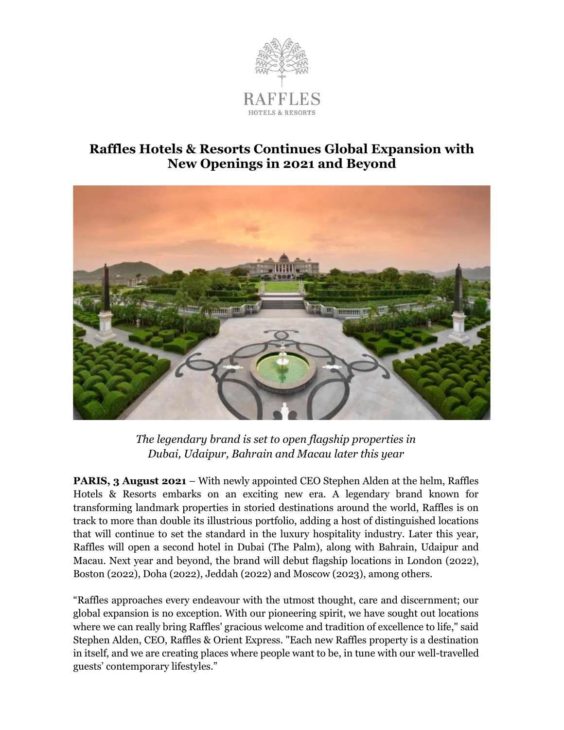RAFFLES

HOTELS & RESORTS

# Raffles Hotels & Resorts Continues Global Expansion with New Openings in 2021 and Beyond

*The legendary brand is set to open flagship properties in Dubai, Udaipur, Bahrain and Macau later this year*

**PARIS, 3 August 2021** – With newly appointed CEO Stephen Alden at the helm, Raffles Hotels & Resorts embarks on an exciting new era. A legendary brand known for transforming landmark properties in storied destinations around the world, Raffles is on track to more than double its illustrious portfolio, adding a host of distinguished locations that will continue to set the standard in the luxury hospitality industry. Later this year, Raffles will open a second hotel in Dubai (The Palm), along with Bahrain, Udaipur and Macau. Next year and beyond, the brand will debut flagship locations in London (2022), Boston (2022), Doha (2022), Jeddah (2022) and Moscow (2023), among others.

"Raffles approaches every endeavour with the utmost thought, care and discernment; our global expansion is no exception. With our pioneering spirit, we have sought out locations where we can really bring Raffles' gracious welcome and tradition of excellence to life," said Stephen Alden, CEO, Raffles & Orient Express. "Each new Raffles property is a destination in itself, and we are creating places where people want to be, in tune with our well-travelled guests' contemporary lifestyles."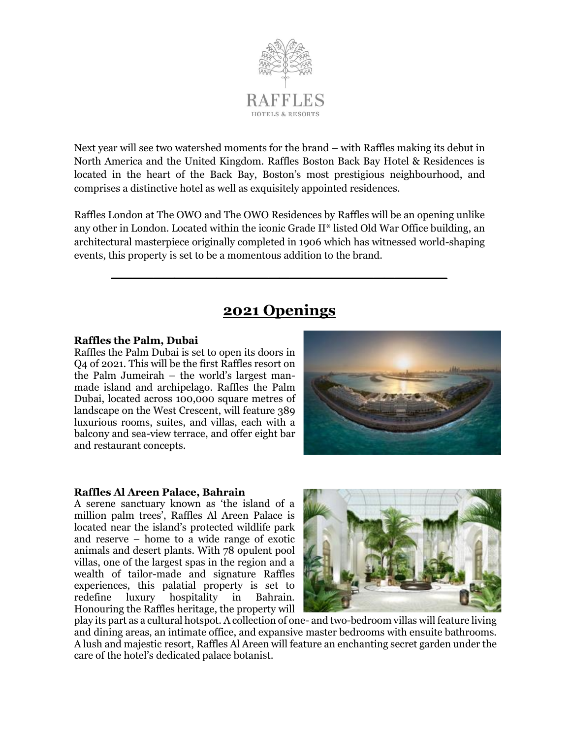Next year will see two watershed moments for the brand – with Raffles making its debut in North America and the United Kingdom. Raffles Boston Back Bay Hotel & Residences is located in the heart of the Back Bay, Boston's most prestigious neighbourhood, and comprises a distinctive hotel as well as exquisitely appointed residences.

Raffles London at The OWO and The OWO Residences by Raffles will be an opening unlike any other in London. Located within the iconic Grade II* listed Old War Office building, an architectural masterpiece originally completed in 1906 which has witnessed world-shaping events, this property is set to be a momentous addition to the brand.

---

## 2021 Openings

**Raffles the Palm, Dubai**

Raffles the Palm Dubai is set to open its doors in Q4 of 2021. This will be the first Raffles resort on the Palm Jumeirah – the world's largest man-made island and archipelago. Raffles the Palm Dubai, located across 100,000 square metres of landscape on the West Crescent, will feature 389 luxurious rooms, suites, and villas, each with a balcony and sea-view terrace, and offer eight bar and restaurant concepts.

**Raffles Al Areen Palace, Bahrain**

A serene sanctuary known as 'the island of a million palm trees', Raffles Al Areen Palace is located near the island's protected wildlife park and reserve – home to a wide range of exotic animals and desert plants. With 78 opulent pool villas, one of the largest spas in the region and a wealth of tailor-made and signature Raffles experiences, this palatial property is set to redefine luxury hospitality in Bahrain. Honouring the Raffles heritage, the property will play its part as a cultural hotspot. A collection of one- and two-bedroom villas will feature living and dining areas, an intimate office, and expansive master bedrooms with ensuite bathrooms. A lush and majestic resort, Raffles Al Areen will feature an enchanting secret garden under the care of the hotel's dedicated palace botanist.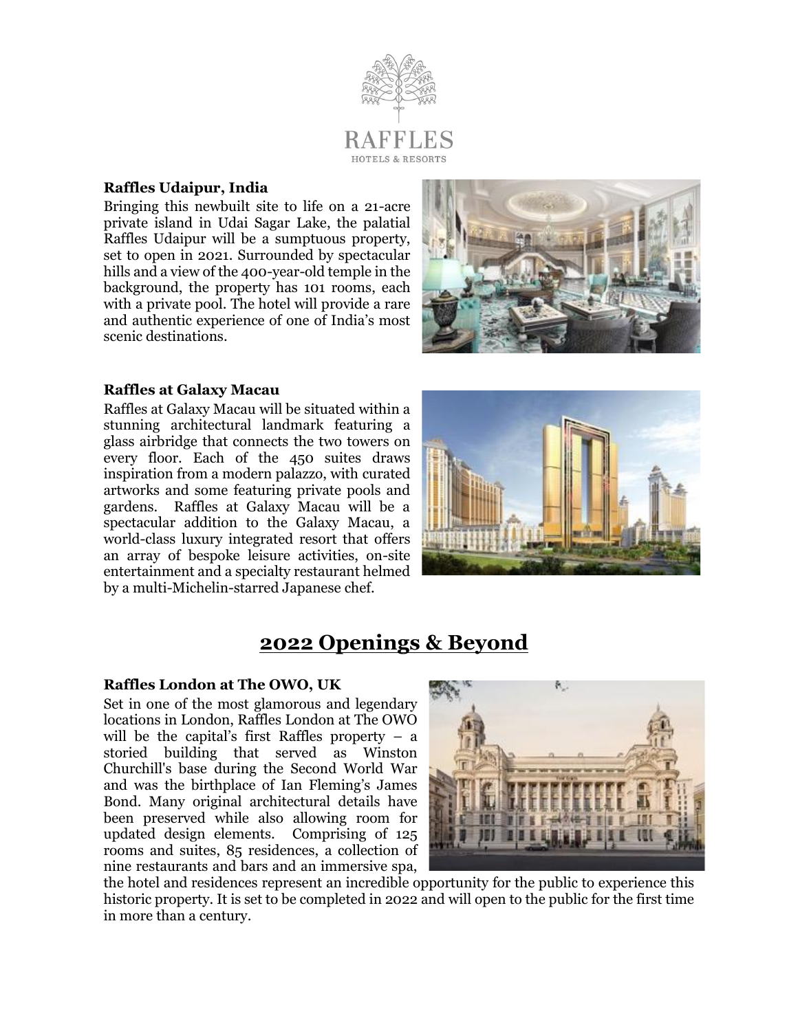**Raffles Udaipur, India**

Bringing this newbuilt site to life on a 21-acre private island in Udai Sagar Lake, the palatial Raffles Udaipur will be a sumptuous property, set to open in 2021. Surrounded by spectacular hills and a view of the 400-year-old temple in the background, the property has 101 rooms, each with a private pool. The hotel will provide a rare and authentic experience of one of India's most scenic destinations.

**Raffles at Galaxy Macau**

Raffles at Galaxy Macau will be situated within a stunning architectural landmark featuring a glass airbridge that connects the two towers on every floor. Each of the 450 suites draws inspiration from a modern palazzo, with curated artworks and some featuring private pools and gardens. Raffles at Galaxy Macau will be a spectacular addition to the Galaxy Macau, a world-class luxury integrated resort that offers an array of bespoke leisure activities, on-site entertainment and a specialty restaurant helmed by a multi-Michelin-starred Japanese chef.

## 2022 Openings & Beyond

**Raffles London at The OWO, UK**

Set in one of the most glamorous and legendary locations in London, Raffles London at The OWO will be the capital's first Raffles property – a storied building that served as Winston Churchill's base during the Second World War and was the birthplace of Ian Fleming's James Bond. Many original architectural details have been preserved while also allowing room for updated design elements. Comprising of 125 rooms and suites, 85 residences, a collection of nine restaurants and bars and an immersive spa, the hotel and residences represent an incredible opportunity for the public to experience this historic property. It is set to be completed in 2022 and will open to the public for the first time in more than a century.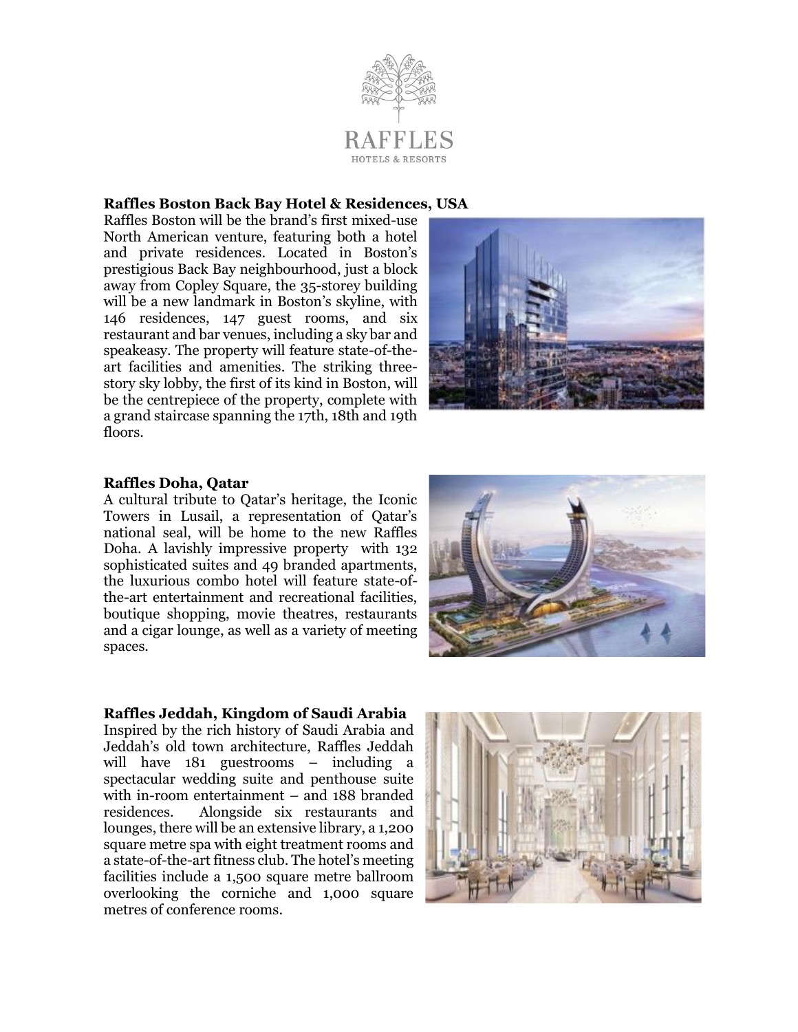**Raffles Boston Back Bay Hotel & Residences, USA**

Raffles Boston will be the brand's first mixed-use North American venture, featuring both a hotel and private residences. Located in Boston's prestigious Back Bay neighbourhood, just a block away from Copley Square, the 35-storey building will be a new landmark in Boston's skyline, with 146 residences, 147 guest rooms, and six restaurant and bar venues, including a sky bar and speakeasy. The property will feature state-of-the-art facilities and amenities. The striking three-story sky lobby, the first of its kind in Boston, will be the centrepiece of the property, complete with a grand staircase spanning the 17th, 18th and 19th floors.

**Raffles Doha, Qatar**

A cultural tribute to Qatar's heritage, the Iconic Towers in Lusail, a representation of Qatar's national seal, will be home to the new Raffles Doha. A lavishly impressive property with 132 sophisticated suites and 49 branded apartments, the luxurious combo hotel will feature state-of-the-art entertainment and recreational facilities, boutique shopping, movie theatres, restaurants and a cigar lounge, as well as a variety of meeting spaces.

**Raffles Jeddah, Kingdom of Saudi Arabia**

Inspired by the rich history of Saudi Arabia and Jeddah's old town architecture, Raffles Jeddah will have 181 guestrooms – including a spectacular wedding suite and penthouse suite with in-room entertainment – and 188 branded residences. Alongside six restaurants and lounges, there will be an extensive library, a 1,200 square metre spa with eight treatment rooms and a state-of-the-art fitness club. The hotel's meeting facilities include a 1,500 square metre ballroom overlooking the corniche and 1,000 square metres of conference rooms.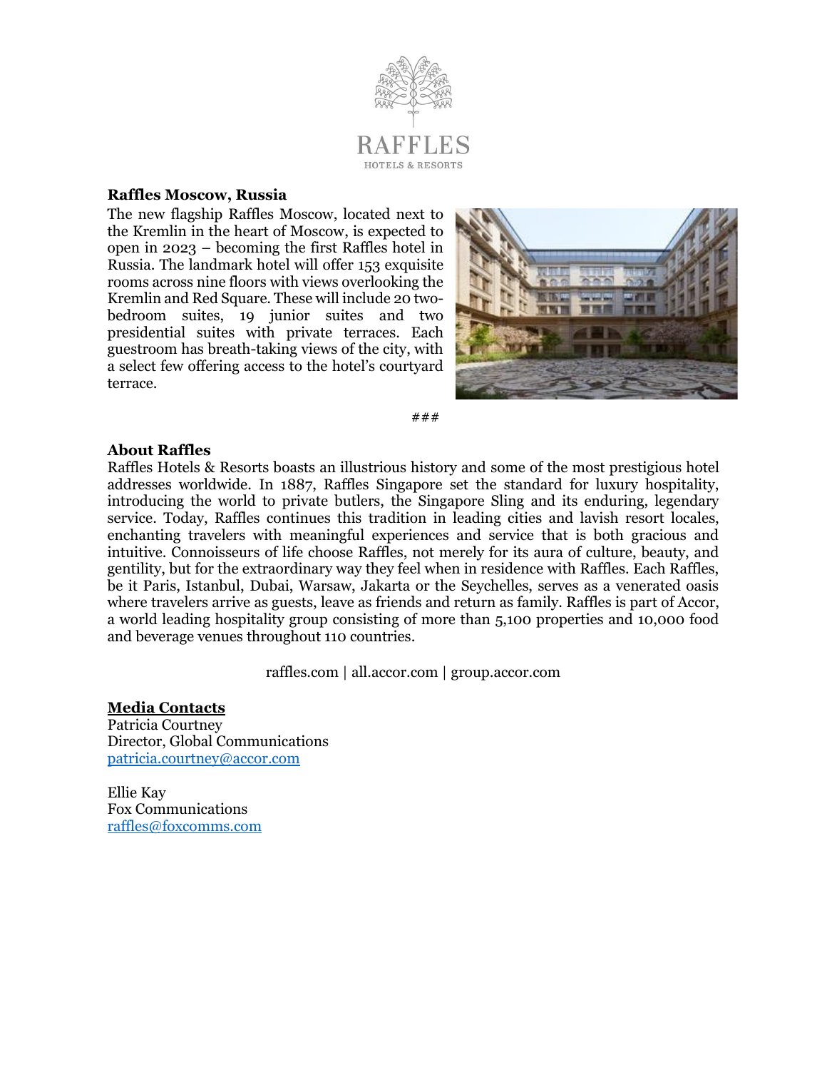RAFFLES

HOTELS & RESORTS

**Raffles Moscow, Russia**

The new flagship Raffles Moscow, located next to the Kremlin in the heart of Moscow, is expected to open in 2023 – becoming the first Raffles hotel in Russia. The landmark hotel will offer 153 exquisite rooms across nine floors with views overlooking the Kremlin and Red Square. These will include 20 two-bedroom suites, 19 junior suites and two presidential suites with private terraces. Each guestroom has breath-taking views of the city, with a select few offering access to the hotel's courtyard terrace.

###

**About Raffles**

Raffles Hotels & Resorts boasts an illustrious history and some of the most prestigious hotel addresses worldwide. In 1887, Raffles Singapore set the standard for luxury hospitality, introducing the world to private butlers, the Singapore Sling and its enduring, legendary service. Today, Raffles continues this tradition in leading cities and lavish resort locales, enchanting travelers with meaningful experiences and service that is both gracious and intuitive. Connoisseurs of life choose Raffles, not merely for its aura of culture, beauty, and gentility, but for the extraordinary way they feel when in residence with Raffles. Each Raffles, be it Paris, Istanbul, Dubai, Warsaw, Jakarta or the Seychelles, serves as a venerated oasis where travelers arrive as guests, leave as friends and return as family. Raffles is part of Accor, a world leading hospitality group consisting of more than 5,100 properties and 10,000 food and beverage venues throughout 110 countries.

raffles.com | all.accor.com | group.accor.com

**Media Contacts**

Patricia Courtney
Director, Global Communications
patricia.courtney@accor.com

Ellie Kay
Fox Communications
raffles@foxcomms.com